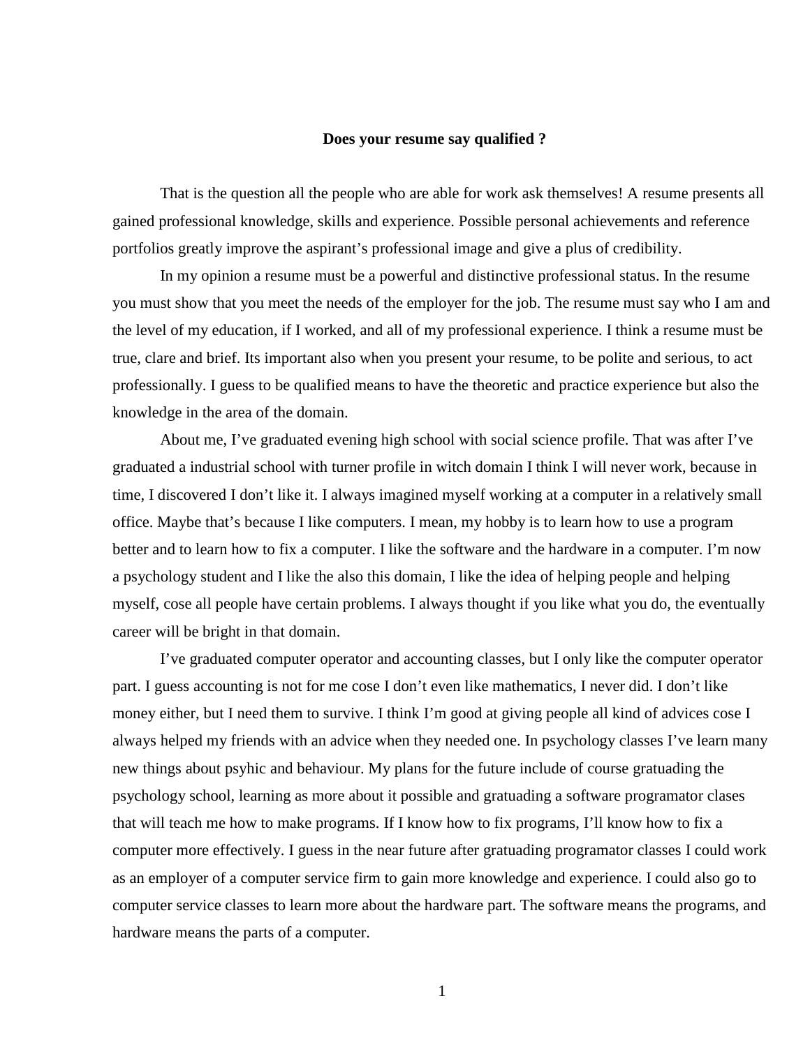**Does your resume say qualified ?**

That is the question all the people who are able for work ask themselves! A resume presents all gained professional knowledge, skills and experience. Possible personal achievements and reference portfolios greatly improve the aspirant's professional image and give a plus of credibility.

In my opinion a resume must be a powerful and distinctive professional status. In the resume you must show that you meet the needs of the employer for the job. The resume must say who I am and the level of my education, if I worked, and all of my professional experience. I think a resume must be true, clare and brief. Its important also when you present your resume, to be polite and serious, to act professionally. I guess to be qualified means to have the theoretic and practice experience but also the knowledge in the area of the domain.

About me, I've graduated evening high school with social science profile. That was after I've graduated a industrial school with turner profile in witch domain I think I will never work, because in time, I discovered I don't like it. I always imagined myself working at a computer in a relatively small office. Maybe that's because I like computers. I mean, my hobby is to learn how to use a program better and to learn how to fix a computer. I like the software and the hardware in a computer. I'm now a psychology student and I like the also this domain, I like the idea of helping people and helping myself, cose all people have certain problems. I always thought if you like what you do, the eventually career will be bright in that domain.

I've graduated computer operator and accounting classes, but I only like the computer operator part. I guess accounting is not for me cose I don't even like mathematics, I never did. I don't like money either, but I need them to survive. I think I'm good at giving people all kind of advices cose I always helped my friends with an advice when they needed one. In psychology classes I've learn many new things about psyhic and behaviour. My plans for the future include of course gratuading the psychology school, learning as more about it possible and gratuading a software programator clases that will teach me how to make programs. If I know how to fix programs, I'll know how to fix a computer more effectively. I guess in the near future after gratuading programator classes I could work as an employer of a computer service firm to gain more knowledge and experience. I could also go to computer service classes to learn more about the hardware part. The software means the programs, and hardware means the parts of a computer.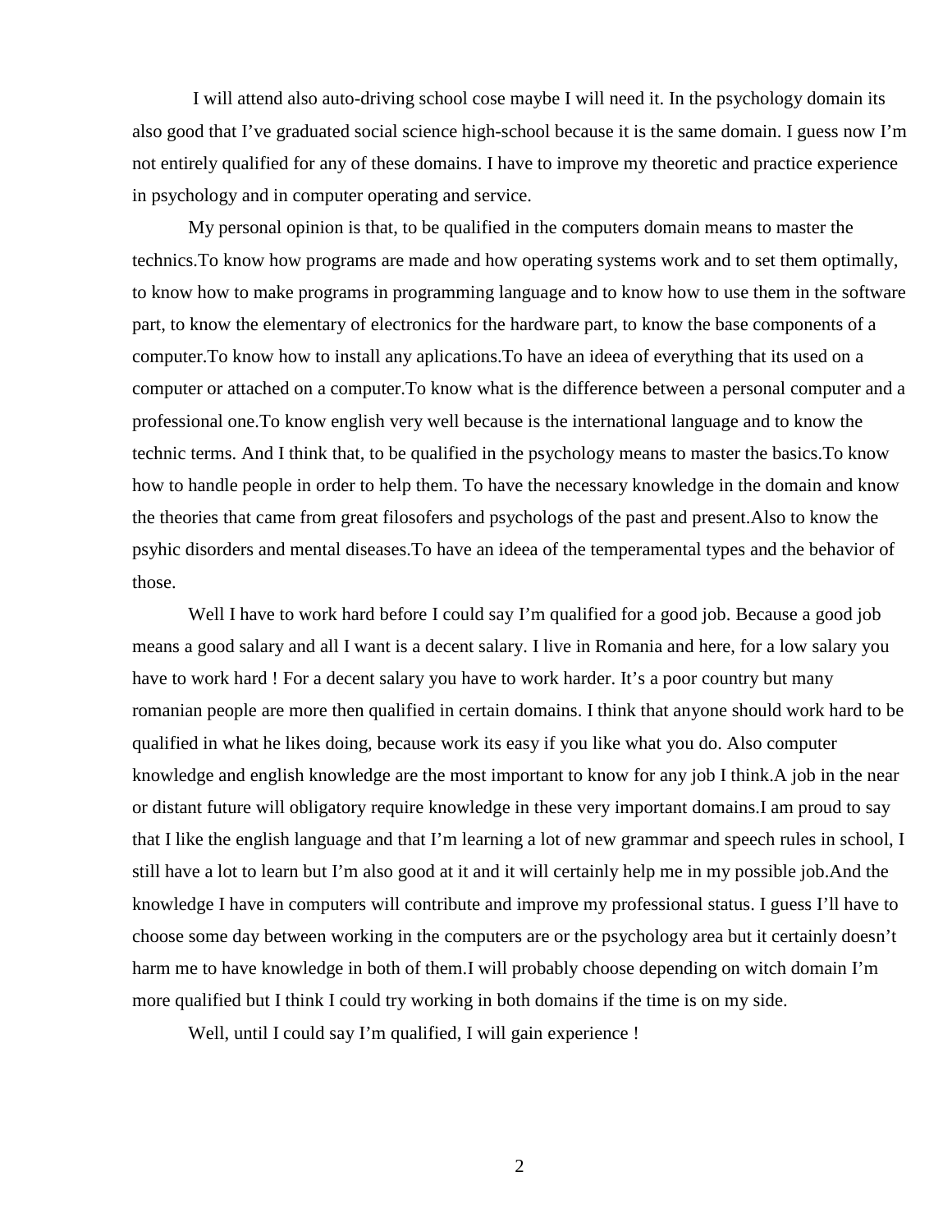I will attend also auto-driving school cose maybe I will need it. In the psychology domain its also good that I've graduated social science high-school because it is the same domain. I guess now I'm not entirely qualified for any of these domains. I have to improve my theoretic and practice experience in psychology and in computer operating and service.

My personal opinion is that, to be qualified in the computers domain means to master the technics.To know how programs are made and how operating systems work and to set them optimally, to know how to make programs in programming language and to know how to use them in the software part, to know the elementary of electronics for the hardware part, to know the base components of a computer.To know how to install any aplications.To have an ideea of everything that its used on a computer or attached on a computer.To know what is the difference between a personal computer and a professional one.To know english very well because is the international language and to know the technic terms. And I think that, to be qualified in the psychology means to master the basics.To know how to handle people in order to help them. To have the necessary knowledge in the domain and know the theories that came from great filosofers and psychologs of the past and present.Also to know the psyhic disorders and mental diseases.To have an ideea of the temperamental types and the behavior of those.

Well I have to work hard before I could say I'm qualified for a good job. Because a good job means a good salary and all I want is a decent salary. I live in Romania and here, for a low salary you have to work hard ! For a decent salary you have to work harder. It's a poor country but many romanian people are more then qualified in certain domains. I think that anyone should work hard to be qualified in what he likes doing, because work its easy if you like what you do. Also computer knowledge and english knowledge are the most important to know for any job I think.A job in the near or distant future will obligatory require knowledge in these very important domains.I am proud to say that I like the english language and that I'm learning a lot of new grammar and speech rules in school, I still have a lot to learn but I'm also good at it and it will certainly help me in my possible job.And the knowledge I have in computers will contribute and improve my professional status. I guess I'll have to choose some day between working in the computers are or the psychology area but it certainly doesn't harm me to have knowledge in both of them.I will probably choose depending on witch domain I'm more qualified but I think I could try working in both domains if the time is on my side.

Well, until I could say I'm qualified, I will gain experience !